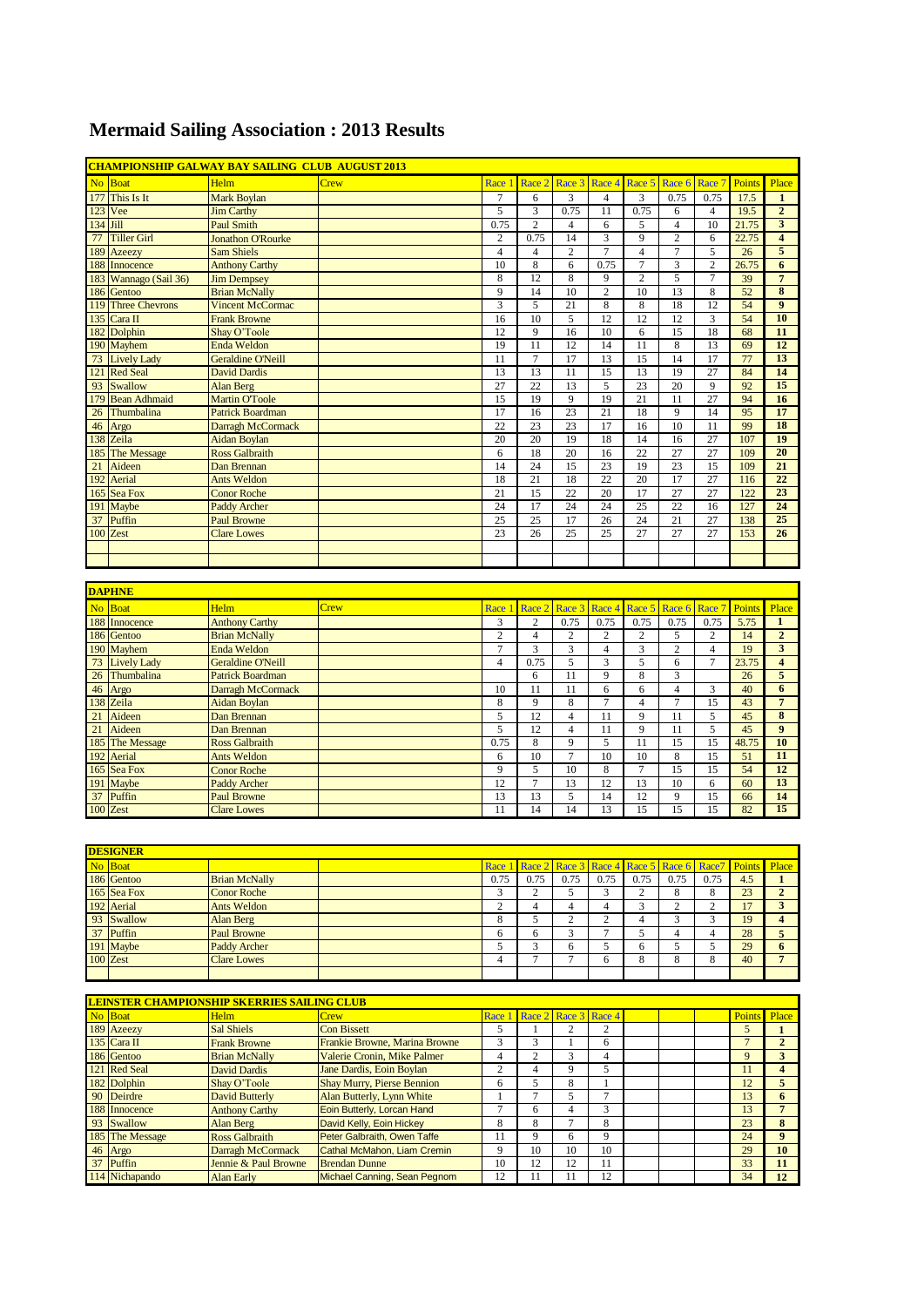# Mermaid Sailing Association : 2013 Results

**CHAMPIONSHIP GALWAY BAY SAILING CLUB AUGUST 2013**

| No | Boat | Helm | Crew | Race 1 | Race 2 | Race 3 | Race 4 | Race 5 | Race 6 | Race 7 | Points | Place |
|---|---|---|---|---|---|---|---|---|---|---|---|---|
| 177 | This Is It | Mark Boylan | | 7 | 6 | 3 | 4 | 3 | 0.75 | 0.75 | 17.5 | **1** |
| 123 | Vee | Jim Carthy | | 5 | 3 | 0.75 | 11 | 0.75 | 6 | 4 | 19.5 | **2** |
| 134 | Jill | Paul Smith | | 0.75 | 2 | 4 | 6 | 5 | 4 | 10 | 21.75 | **3** |
| 77 | Tiller Girl | Jonathon O'Rourke | | 2 | 0.75 | 14 | 3 | 9 | 2 | 6 | 22.75 | **4** |
| 189 | Azeezy | Sam Shiels | | 4 | 4 | 2 | 7 | 4 | 7 | 5 | 26 | **5** |
| 188 | Innocence | Anthony Carthy | | 10 | 8 | 6 | 0.75 | 7 | 3 | 2 | 26.75 | **6** |
| 183 | Wannago (Sail 36) | Jim Dempsey | | 8 | 12 | 8 | 9 | 2 | 5 | 7 | 39 | **7** |
| 186 | Gentoo | Brian McNally | | 9 | 14 | 10 | 2 | 10 | 13 | 8 | 52 | **8** |
| 119 | Three Chevrons | Vincent McCormac | | 3 | 5 | 21 | 8 | 8 | 18 | 12 | 54 | **9** |
| 135 | Cara II | Frank Browne | | 16 | 10 | 5 | 12 | 12 | 12 | 3 | 54 | **10** |
| 182 | Dolphin | Shay O'Toole | | 12 | 9 | 16 | 10 | 6 | 15 | 18 | 68 | **11** |
| 190 | Mayhem | Enda Weldon | | 19 | 11 | 12 | 14 | 11 | 8 | 13 | 69 | **12** |
| 73 | Lively Lady | Geraldine O'Neill | | 11 | 7 | 17 | 13 | 15 | 14 | 17 | 77 | **13** |
| 121 | Red Seal | David Dardis | | 13 | 13 | 11 | 15 | 13 | 19 | 27 | 84 | **14** |
| 93 | Swallow | Alan Berg | | 27 | 22 | 13 | 5 | 23 | 20 | 9 | 92 | **15** |
| 179 | Bean Adhmaid | Martin O'Toole | | 15 | 19 | 9 | 19 | 21 | 11 | 27 | 94 | **16** |
| 26 | Thumbalina | Patrick Boardman | | 17 | 16 | 23 | 21 | 18 | 9 | 14 | 95 | **17** |
| 46 | Argo | Darragh McCormack | | 22 | 23 | 23 | 17 | 16 | 10 | 11 | 99 | **18** |
| 138 | Zeila | Aidan Boylan | | 20 | 20 | 19 | 18 | 14 | 16 | 27 | 107 | **19** |
| 185 | The Message | Ross Galbraith | | 6 | 18 | 20 | 16 | 22 | 27 | 27 | 109 | **20** |
| 21 | Aideen | Dan Brennan | | 14 | 24 | 15 | 23 | 19 | 23 | 15 | 109 | **21** |
| 192 | Aerial | Ants Weldon | | 18 | 21 | 18 | 22 | 20 | 17 | 27 | 116 | **22** |
| 165 | Sea Fox | Conor Roche | | 21 | 15 | 22 | 20 | 17 | 27 | 27 | 122 | **23** |
| 191 | Maybe | Paddy Archer | | 24 | 17 | 24 | 24 | 25 | 22 | 16 | 127 | **24** |
| 37 | Puffin | Paul Browne | | 25 | 25 | 17 | 26 | 24 | 21 | 27 | 138 | **25** |
| 100 | Zest | Clare Lowes | | 23 | 26 | 25 | 25 | 27 | 27 | 27 | 153 | **26** |

**DAPHNE**

| No | Boat | Helm | Crew | Race 1 | Race 2 | Race 3 | Race 4 | Race 5 | Race 6 | Race 7 | Points | Place |
|---|---|---|---|---|---|---|---|---|---|---|---|---|
| 188 | Innocence | Anthony Carthy | | 3 | 2 | 0.75 | 0.75 | 0.75 | 0.75 | 0.75 | 5.75 | **1** |
| 186 | Gentoo | Brian McNally | | 2 | 4 | 2 | 2 | 2 | 5 | 2 | 14 | **2** |
| 190 | Mayhem | Enda Weldon | | 7 | 3 | 3 | 4 | 3 | 2 | 4 | 19 | **3** |
| 73 | Lively Lady | Geraldine O'Neill | | 4 | 0.75 | 5 | 3 | 5 | 6 | 7 | 23.75 | **4** |
| 26 | Thumbalina | Patrick Boardman | | | 6 | 11 | 9 | 8 | 3 | | 26 | **5** |
| 46 | Argo | Darragh McCormack | | 10 | 11 | 11 | 6 | 6 | 4 | 3 | 40 | **6** |
| 138 | Zeila | Aidan Boylan | | 8 | 9 | 8 | 7 | 4 | 7 | 15 | 43 | **7** |
| 21 | Aideen | Dan Brennan | | 5 | 12 | 4 | 11 | 9 | 11 | 5 | 45 | **8** |
| 21 | Aideen | Dan Brennan | | 5 | 12 | 4 | 11 | 9 | 11 | 5 | 45 | **9** |
| 185 | The Message | Ross Galbraith | | 0.75 | 8 | 9 | 5 | 11 | 15 | 15 | 48.75 | **10** |
| 192 | Aerial | Ants Weldon | | 6 | 10 | 7 | 10 | 10 | 8 | 15 | 51 | **11** |
| 165 | Sea Fox | Conor Roche | | 9 | 5 | 10 | 8 | 7 | 15 | 15 | 54 | **12** |
| 191 | Maybe | Paddy Archer | | 12 | 7 | 13 | 12 | 13 | 10 | 6 | 60 | **13** |
| 37 | Puffin | Paul Browne | | 13 | 13 | 5 | 14 | 12 | 9 | 15 | 66 | **14** |
| 100 | Zest | Clare Lowes | | 11 | 14 | 14 | 13 | 15 | 15 | 15 | 82 | **15** |

**DESIGNER**

| No | Boat | | | Race 1 | Race 2 | Race 3 | Race 4 | Race 5 | Race 6 | Race7 | Points | Place |
|---|---|---|---|---|---|---|---|---|---|---|---|---|
| 186 | Gentoo | Brian McNally | | 0.75 | 0.75 | 0.75 | 0.75 | 0.75 | 0.75 | 0.75 | 4.5 | **1** |
| 165 | Sea Fox | Conor Roche | | 3 | 2 | 5 | 3 | 2 | 8 | 8 | 23 | **2** |
| 192 | Aerial | Ants Weldon | | 2 | 4 | 4 | 4 | 3 | 2 | 2 | 17 | **3** |
| 93 | Swallow | Alan Berg | | 8 | 5 | 2 | 2 | 4 | 3 | 3 | 19 | **4** |
| 37 | Puffin | Paul Browne | | 6 | 6 | 3 | 7 | 5 | 4 | 4 | 28 | **5** |
| 191 | Maybe | Paddy Archer | | 5 | 3 | 6 | 5 | 6 | 5 | 5 | 29 | **6** |
| 100 | Zest | Clare Lowes | | 4 | 7 | 7 | 6 | 8 | 8 | 8 | 40 | **7** |

**LEINSTER CHAMPIONSHIP SKERRIES SAILING CLUB**

| No | Boat | Helm | Crew | Race 1 | Race 2 | Race 3 | Race 4 | | | | Points | Place |
|---|---|---|---|---|---|---|---|---|---|---|---|---|
| 189 | Azeezy | Sal Shiels | Con Bissett | 5 | 1 | 2 | 2 | | | | 5 | **1** |
| 135 | Cara II | Frank Browne | Frankie Browne, Marina Browne | 3 | 3 | 1 | 6 | | | | 7 | **2** |
| 186 | Gentoo | Brian McNally | Valerie Cronin, Mike Palmer | 4 | 2 | 3 | 4 | | | | 9 | **3** |
| 121 | Red Seal | David Dardis | Jane Dardis, Eoin Boylan | 2 | 4 | 9 | 5 | | | | 11 | **4** |
| 182 | Dolphin | Shay O'Toole | Shay Murry, Pierse Bennion | 6 | 5 | 8 | 1 | | | | 12 | **5** |
| 90 | Deirdre | David Butterly | Alan Butterly, Lynn White | 1 | 7 | 5 | 7 | | | | 13 | **6** |
| 188 | Innocence | Anthony Carthy | Eoin Butterly, Lorcan Hand | 7 | 6 | 4 | 3 | | | | 13 | **7** |
| 93 | Swallow | Alan Berg | David Kelly, Eoin Hickey | 8 | 8 | 7 | 8 | | | | 23 | **8** |
| 185 | The Message | Ross Galbraith | Peter Galbraith, Owen Taffe | 11 | 9 | 6 | 9 | | | | 24 | **9** |
| 46 | Argo | Darragh McCormack | Cathal McMahon, Liam Cremin | 9 | 10 | 10 | 10 | | | | 29 | **10** |
| 37 | Puffin | Jennie & Paul Browne | Brendan Dunne | 10 | 12 | 12 | 11 | | | | 33 | **11** |
| 114 | Nichapando | Alan Early | Michael Canning, Sean Pegnom | 12 | 11 | 11 | 12 | | | | 34 | **12** |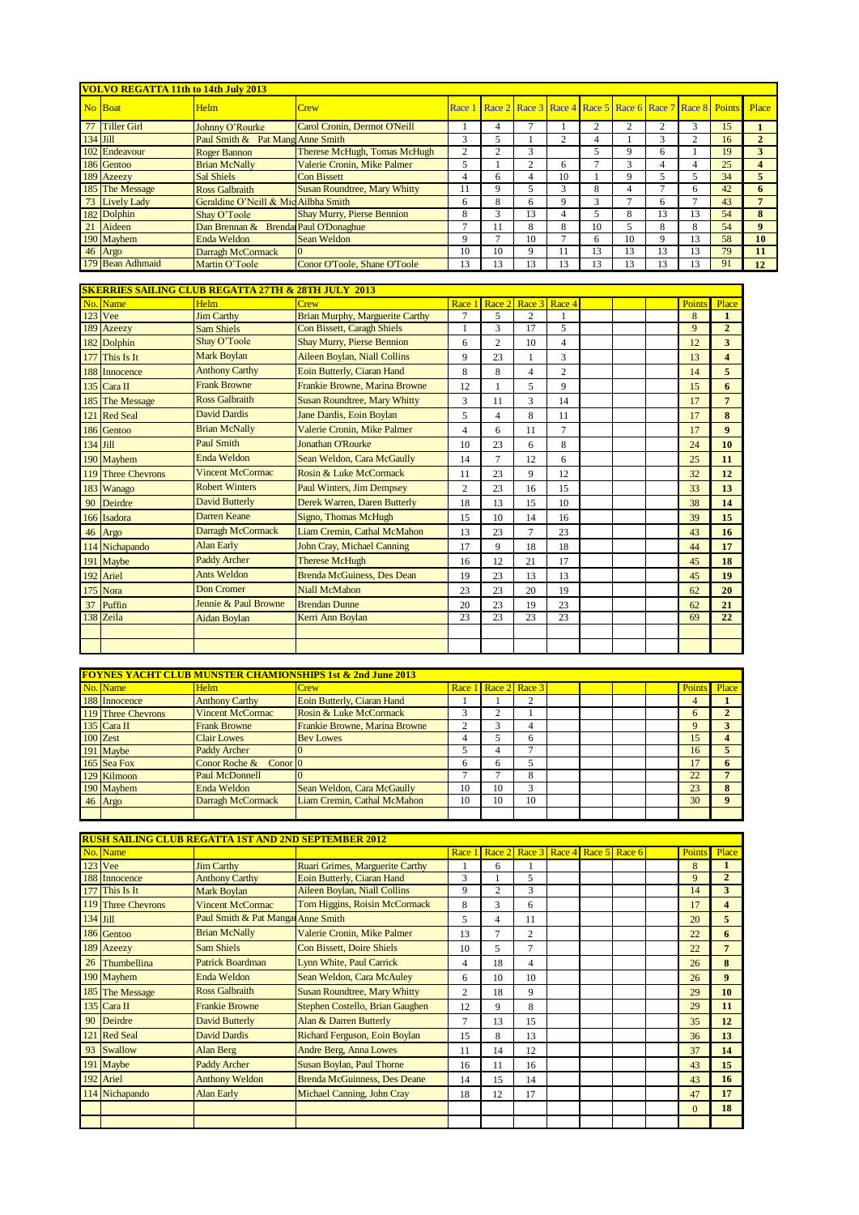## VOLVO REGATTA 11th to 14th July 2013

| No | Boat | Helm | Crew | Race 1 | Race 2 | Race 3 | Race 4 | Race 5 | Race 6 | Race 7 | Race 8 | Points | Place |
|---|---|---|---|---|---|---|---|---|---|---|---|---|---|
| 77 | Tiller Girl | Johnny O'Rourke | Carol Cronin, Dermot O'Neill | 1 | 4 | 7 | 1 | 2 | 2 | 2 | 3 | 15 | 1 |
| 134 | Jill | Paul Smith & Pat Mang | Anne Smith | 3 | 5 | 1 | 2 | 4 | 1 | 3 | 2 | 16 | 2 |
| 102 | Endeavour | Roger Bannon | Therese McHugh, Tomas McHugh | 2 | 2 | 3 | | 5 | 9 | 6 | 1 | 19 | 3 |
| 186 | Gentoo | Brian McNally | Valerie Cronin, Mike Palmer | 5 | 1 | 2 | 6 | 7 | 3 | 4 | 4 | 25 | 4 |
| 189 | Azeezy | Sal Shiels | Con Bissett | 4 | 6 | 4 | 10 | 1 | 9 | 5 | 5 | 34 | 5 |
| 185 | The Message | Ross Galbraith | Susan Roundtree, Mary Whitty | 11 | 9 | 5 | 3 | 8 | 4 | 7 | 6 | 42 | 6 |
| 73 | Lively Lady | Geraldine O'Neill & Mic | Ailbha Smith | 6 | 8 | 6 | 9 | 3 | 7 | 6 | 7 | 43 | 7 |
| 182 | Dolphin | Shay O'Toole | Shay Murry, Pierse Bennion | 8 | 3 | 13 | 4 | 5 | 8 | 13 | 13 | 54 | 8 |
| 21 | Aideen | Dan Brennan & Brendan | Paul O'Donaghue | 7 | 11 | 8 | 8 | 10 | 5 | 8 | 8 | 54 | 9 |
| 190 | Mayhem | Enda Weldon | Sean Weldon | 9 | 7 | 10 | 7 | 6 | 10 | 9 | 13 | 58 | 10 |
| 46 | Argo | Darragh McCormack | 0 | 10 | 10 | 9 | 11 | 13 | 13 | 13 | 13 | 79 | 11 |
| 179 | Bean Adhmaid | Martin O'Toole | Conor O'Toole, Shane O'Toole | 13 | 13 | 13 | 13 | 13 | 13 | 13 | 13 | 91 | 12 |

## SKERRIES SAILING CLUB REGATTA 27TH & 28TH JULY 2013

| No. | Name | Helm | Crew | Race 1 | Race 2 | Race 3 | Race 4 | | | | Points | Place |
|---|---|---|---|---|---|---|---|---|---|---|---|---|
| 123 | Vee | Jim Carthy | Brian Murphy, Marguerite Carthy | 7 | 5 | 2 | 1 | | | | 8 | 1 |
| 189 | Azeezy | Sam Shiels | Con Bissett, Caragh Shiels | 1 | 3 | 17 | 5 | | | | 9 | 2 |
| 182 | Dolphin | Shay O'Toole | Shay Murry, Pierse Bennion | 6 | 2 | 10 | 4 | | | | 12 | 3 |
| 177 | This Is It | Mark Boylan | Aileen Boylan, Niall Collins | 9 | 23 | 1 | 3 | | | | 13 | 4 |
| 188 | Innocence | Anthony Carthy | Eoin Butterly, Ciaran Hand | 8 | 8 | 4 | 2 | | | | 14 | 5 |
| 135 | Cara II | Frank Browne | Frankie Browne, Marina Browne | 12 | 1 | 5 | 9 | | | | 15 | 6 |
| 185 | The Message | Ross Galbraith | Susan Roundtree, Mary Whitty | 3 | 11 | 3 | 14 | | | | 17 | 7 |
| 121 | Red Seal | David Dardis | Jane Dardis, Eoin Boylan | 5 | 4 | 8 | 11 | | | | 17 | 8 |
| 186 | Gentoo | Brian McNally | Valerie Cronin, Mike Palmer | 4 | 6 | 11 | 7 | | | | 17 | 9 |
| 134 | Jill | Paul Smith | Jonathan O'Rourke | 10 | 23 | 6 | 8 | | | | 24 | 10 |
| 190 | Mayhem | Enda Weldon | Sean Weldon, Cara McGaully | 14 | 7 | 12 | 6 | | | | 25 | 11 |
| 119 | Three Chevrons | Vincent McCormac | Rosin & Luke McCormack | 11 | 23 | 9 | 12 | | | | 32 | 12 |
| 183 | Wanago | Robert Winters | Paul Winters, Jim Dempsey | 2 | 23 | 16 | 15 | | | | 33 | 13 |
| 90 | Deirdre | David Butterly | Derek Warren, Daren Butterly | 18 | 13 | 15 | 10 | | | | 38 | 14 |
| 166 | Isadora | Darren Keane | Signo, Thomas McHugh | 15 | 10 | 14 | 16 | | | | 39 | 15 |
| 46 | Argo | Darragh McCormack | Liam Cremin, Cathal McMahon | 13 | 23 | 7 | 23 | | | | 43 | 16 |
| 114 | Nichapando | Alan Early | John Cray, Michael Canning | 17 | 9 | 18 | 18 | | | | 44 | 17 |
| 191 | Maybe | Paddy Archer | Therese McHugh | 16 | 12 | 21 | 17 | | | | 45 | 18 |
| 192 | Ariel | Ants Weldon | Brenda McGuiness, Des Dean | 19 | 23 | 13 | 13 | | | | 45 | 19 |
| 175 | Nora | Don Cromer | Niall McMahon | 23 | 23 | 20 | 19 | | | | 62 | 20 |
| 37 | Puffin | Jennie & Paul Browne | Brendan Dunne | 20 | 23 | 19 | 23 | | | | 62 | 21 |
| 138 | Zeila | Aidan Boylan | Kerri Ann Boylan | 23 | 23 | 23 | 23 | | | | 69 | 22 |

## FOYNES YACHT CLUB MUNSTER CHAMIONSHIPS 1st & 2nd June 2013

| No. | Name | Helm | Crew | Race 1 | Race 2 | Race 3 | | | | | Points | Place |
|---|---|---|---|---|---|---|---|---|---|---|---|---|
| 188 | Innocence | Anthony Carthy | Eoin Butterly, Ciaran Hand | 1 | 1 | 2 | | | | | 4 | 1 |
| 119 | Three Chevrons | Vincent McCormac | Rosin & Luke McCormack | 3 | 2 | 1 | | | | | 6 | 2 |
| 135 | Cara II | Frank Browne | Frankie Browne, Marina Browne | 2 | 3 | 4 | | | | | 9 | 3 |
| 100 | Zest | Clair Lowes | Bev Lowes | 4 | 5 | 6 | | | | | 15 | 4 |
| 191 | Maybe | Paddy Archer | 0 | 5 | 4 | 7 | | | | | 16 | 5 |
| 165 | Sea Fox | Conor Roche & Conor | 0 | 6 | 6 | 5 | | | | | 17 | 6 |
| 129 | Kilmoon | Paul McDonnell | 0 | 7 | 7 | 8 | | | | | 22 | 7 |
| 190 | Mayhem | Enda Weldon | Sean Weldon, Cara McGaully | 10 | 10 | 3 | | | | | 23 | 8 |
| 46 | Argo | Darragh McCormack | Liam Cremin, Cathal McMahon | 10 | 10 | 10 | | | | | 30 | 9 |

## RUSH SAILING CLUB REGATTA 1ST AND 2ND SEPTEMBER 2012

| No. | Name | | | Race 1 | Race 2 | Race 3 | Race 4 | Race 5 | Race 6 | | Points | Place |
|---|---|---|---|---|---|---|---|---|---|---|---|---|
| 123 | Vee | Jim Carthy | Ruari Grimes, Marguerite Carthy | 1 | 6 | 1 | | | | | 8 | 1 |
| 188 | Innocence | Anthony Carthy | Eoin Butterly, Ciaran Hand | 3 | 1 | 5 | | | | | 9 | 2 |
| 177 | This Is It | Mark Boylan | Aileen Boylan, Niall Collins | 9 | 2 | 3 | | | | | 14 | 3 |
| 119 | Three Chevrons | Vincent McCormac | Tom Higgins, Roisin McCormack | 8 | 3 | 6 | | | | | 17 | 4 |
| 134 | Jill | Paul Smith & Pat Mangan | Anne Smith | 5 | 4 | 11 | | | | | 20 | 5 |
| 186 | Gentoo | Brian McNally | Valerie Cronin, Mike Palmer | 13 | 7 | 2 | | | | | 22 | 6 |
| 189 | Azeezy | Sam Shiels | Con Bissett, Doire Shiels | 10 | 5 | 7 | | | | | 22 | 7 |
| 26 | Thumbellina | Patrick Boardman | Lynn White, Paul Carrick | 4 | 18 | 4 | | | | | 26 | 8 |
| 190 | Mayhem | Enda Weldon | Sean Weldon, Cara McAuley | 6 | 10 | 10 | | | | | 26 | 9 |
| 185 | The Message | Ross Galbraith | Susan Roundtree, Mary Whitty | 2 | 18 | 9 | | | | | 29 | 10 |
| 135 | Cara II | Frankie Browne | Stephen Costello, Brian Gaughen | 12 | 9 | 8 | | | | | 29 | 11 |
| 90 | Deirdre | David Butterly | Alan & Darren Butterly | 7 | 13 | 15 | | | | | 35 | 12 |
| 121 | Red Seal | David Dardis | Richard Ferguson, Eoin Boylan | 15 | 8 | 13 | | | | | 36 | 13 |
| 93 | Swallow | Alan Berg | Andre Berg, Anna Lowes | 11 | 14 | 12 | | | | | 37 | 14 |
| 191 | Maybe | Paddy Archer | Susan Boylan, Paul Thorne | 16 | 11 | 16 | | | | | 43 | 15 |
| 192 | Ariel | Anthony Weldon | Brenda McGuinness, Des Deane | 14 | 15 | 14 | | | | | 43 | 16 |
| 114 | Nichapando | Alan Early | Michael Canning, John Cray | 18 | 12 | 17 | | | | | 47 | 17 |
| | | | | | | | | | | | 0 | 18 |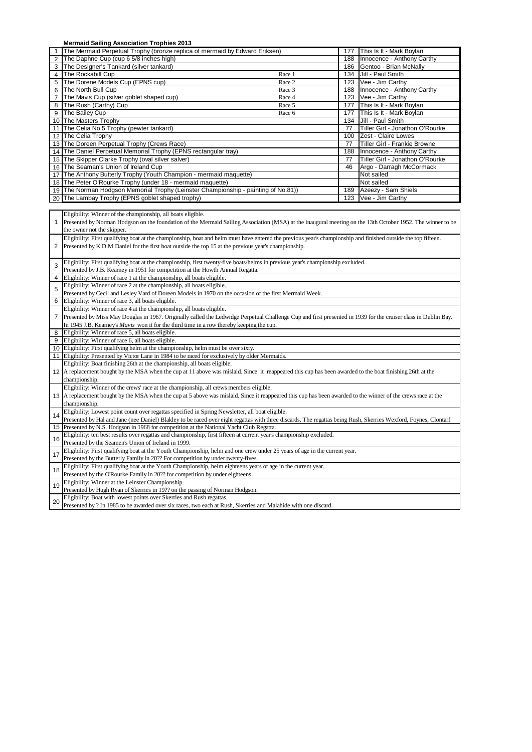**Mermaid Sailing Association Trophies 2013**

| | | | | |
|---|---|---|---|---|
| 1 | The Mermaid Perpetual Trophy (bronze replica of mermaid by Edward Eriksen) | | 177 | This Is It - Mark Boylan |
| 2 | The Daphne Cup (cup 6 5/8 inches high) | | 188 | Innocence - Anthony Carthy |
| 3 | The Designer's Tankard (silver tankard) | | 186 | Gentoo - Brian McNally |
| 4 | The Rockabill Cup | Race 1 | 134 | Jill - Paul Smith |
| 5 | The Dorene Models Cup (EPNS cup) | Race 2 | 123 | Vee - Jim Carthy |
| 6 | The North Bull Cup | Race 3 | 188 | Innocence - Anthony Carthy |
| 7 | The Mavis Cup (silver goblet shaped cup) | Race 4 | 123 | Vee - Jim Carthy |
| 8 | The Rush (Carthy) Cup | Race 5 | 177 | This Is It - Mark Boylan |
| 9 | The Bailey Cup | Race 6 | 177 | This Is It - Mark Boylan |
| 10 | The Masters Trophy | | 134 | Jill - Paul Smith |
| 11 | The Celia No.5 Trophy (pewter tankard) | | 77 | Tiller Girl - Jonathon O'Rourke |
| 12 | The Celia Trophy | | 100 | Zest - Claire Lowes |
| 13 | The Doreen Perpetual Trophy (Crews Race) | | 77 | Tiller Girl - Frankie Browne |
| 14 | The Daniel Perpetual Memorial Trophy (EPNS rectangular tray) | | 188 | Innocence - Anthony Carthy |
| 15 | The Skipper Clarke Trophy (oval silver salver) | | 77 | Tiller Girl - Jonathon O'Rourke |
| 16 | The Seaman's Union of Ireland Cup | | 46 | Argo - Darragh McCormack |
| 17 | The Anthony Butterly Trophy (Youth Champion - mermaid maquette) | | | Not sailed |
| 18 | The Peter O'Rourke Trophy (under 18 - mermaid maquette) | | | Not sailed |
| 19 | The Norman Hodgson Memorial Trophy (Leinster Championship - painting of No.81)) | | 189 | Azeezy - Sam Shiels |
| 20 | The Lambay Trophy (EPNS goblet shaped trophy) | | 123 | Vee - Jim Carthy |

| | |
|---|---|
| 1 | Eligibility: Winner of the championship, all boats eligible. Presented by Norman Hodgson on the foundation of the Mermaid Sailing Association (MSA) at the inaugural meeting on the 13th October 1952. The winner to be the owner not the skipper. |
| 2 | Eligibility: First qualifying boat at the championship, boat and helm must have entered the previous year's championship and finished outside the top fifteen. Presented by K.D.M Daniel for the first boat outside the top 15 at the previous year's championship. |
| 3 | Eligibility: First qualifying boat at the championship, first twenty-five boats/helms in previous year's championship excluded. Presented by J.B. Kearney in 1951 for competition at the Howth Annual Regatta. |
| 4 | Eligibility: Winner of race 1 at the championship, all boats eligible. |
| 5 | Eligibility: Winner of race 2 at the championship, all boats eligible. Presented by Cecil and Lesley Vard of Doreen Models in 1970 on the occasion of the first Mermaid Week. |
| 6 | Eligibility: Winner of race 3, all boats eligible. |
| 7 | Eligibility: Winner of race 4 at the championship, all boats eligible. Presented by Miss May Douglas in 1967. Originally called the Ledwidge Perpetual Challenge Cup and first presented in 1939 for the cruiser class in Dublin Bay. In 1945 J.B. Kearney's *Mavis* won it for the third time in a row thereby keeping the cup. |
| 8 | Eligibility: Winner of race 5, all boats eligible. |
| 9 | Eligibility: Winner of race 6, all boats eligible. |
| 10 | Eligibility: First qualifying helm at the championship, helm must be over sixty. |
| 11 | Eligibility: Presented by Victor Lane in 1984 to be raced for exclusively by older Mermaids. |
| 12 | Eligibility: Boat finishing 26th at the championship, all boats eligible. A replacement bought by the MSA when the cup at 11 above was mislaid. Since it reappeared this cup has been awarded to the boat finishing 26th at the championship. |
| 13 | Eligibility: Winner of the crews' race at the championship, all crews members eligible. A replacement bought by the MSA when the cup at 5 above was mislaid. Since it reappeared this cup has been awarded to the winner of the crews race at the championship. |
| 14 | Eligibility: Lowest point count over regattas specified in Spring Newsletter, all boat eligible. Presented by Hal and Jane (nee Daniel) Blakley to be raced over eight regattas with three discards. The regattas being Rush, Skerries Wexford, Foynes, Clontarf |
| 15 | Presented by N.S. Hodgson in 1968 for competition at the National Yacht Club Regatta. |
| 16 | Eligibility: ten best results over regattas and championship, first fifteen at current year's championship excluded. Presented by the Seamen's Union of Ireland in 1999. |
| 17 | Eligibility: First qualifying boat at the Youth Championship, helm and one crew under 25 years of age in the current year. Presented by the Butterly Family in 20?? For competition by under twenty-fives. |
| 18 | Eligibility: First qualifying boat at the Youth Championship, helm eighteens years of age in the current year. Presented by the O'Rourke Family in 20?? for competition by under eighteens. |
| 19 | Eligibility: Winner at the Leinster Championship. Presented by Hugh Ryan of Skerries in 19?? on the passing of Norman Hodgson. |
| 20 | Eligibility: Boat with lowest points over Skerries and Rush regattas. Presented by ? In 1985 to be awarded over six races, two each at Rush, Skerries and Malahide with one discard. |